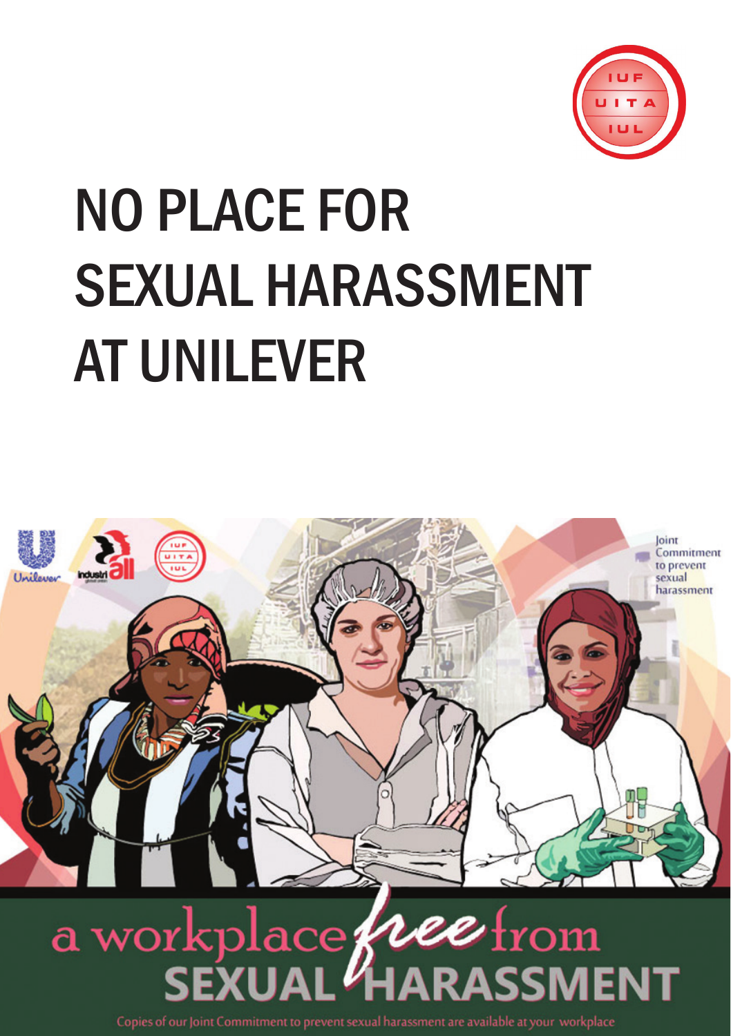IUF UITA IUL

# NO PLACE FOR SEXUAL HARASSMENT AT UNILEVER

Joint Commitment to prevent sexual harassment

## a workplace free from SEXUAL HARASSMENT

Copies of our Joint Commitment to prevent sexual harassment are available at your workplace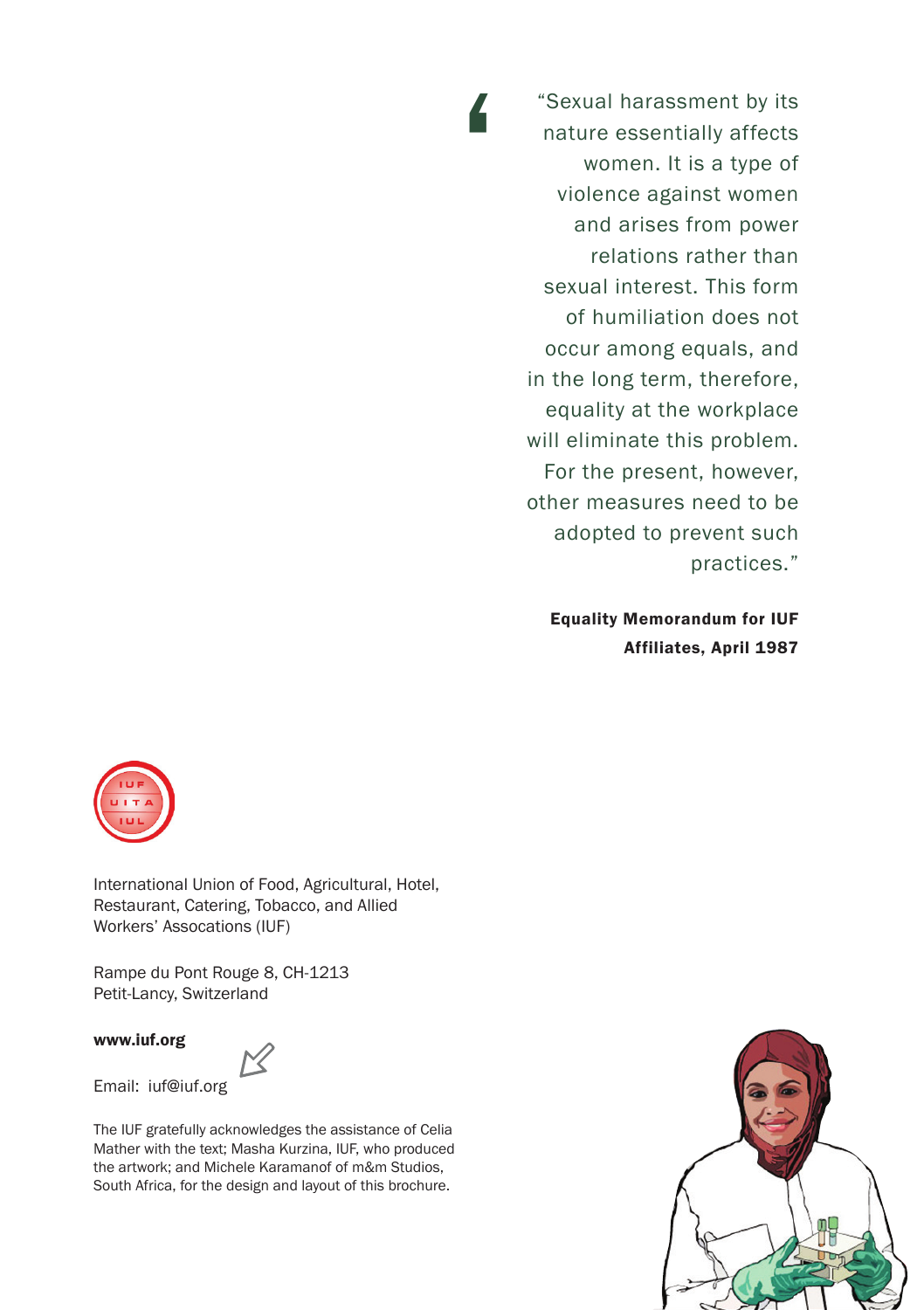> "Sexual harassment by its nature essentially affects women. It is a type of violence against women and arises from power relations rather than sexual interest. This form of humiliation does not occur among equals, and in the long term, therefore, equality at the workplace will eliminate this problem. For the present, however, other measures need to be adopted to prevent such practices."

**Equality Memorandum for IUF Affiliates, April 1987**

International Union of Food, Agricultural, Hotel, Restaurant, Catering, Tobacco, and Allied Workers' Assocations (IUF)

Rampe du Pont Rouge 8, CH-1213
Petit-Lancy, Switzerland

**www.iuf.org**

Email: iuf@iuf.org

The IUF gratefully acknowledges the assistance of Celia Mather with the text; Masha Kurzina, IUF, who produced the artwork; and Michele Karamanof of m&m Studios, South Africa, for the design and layout of this brochure.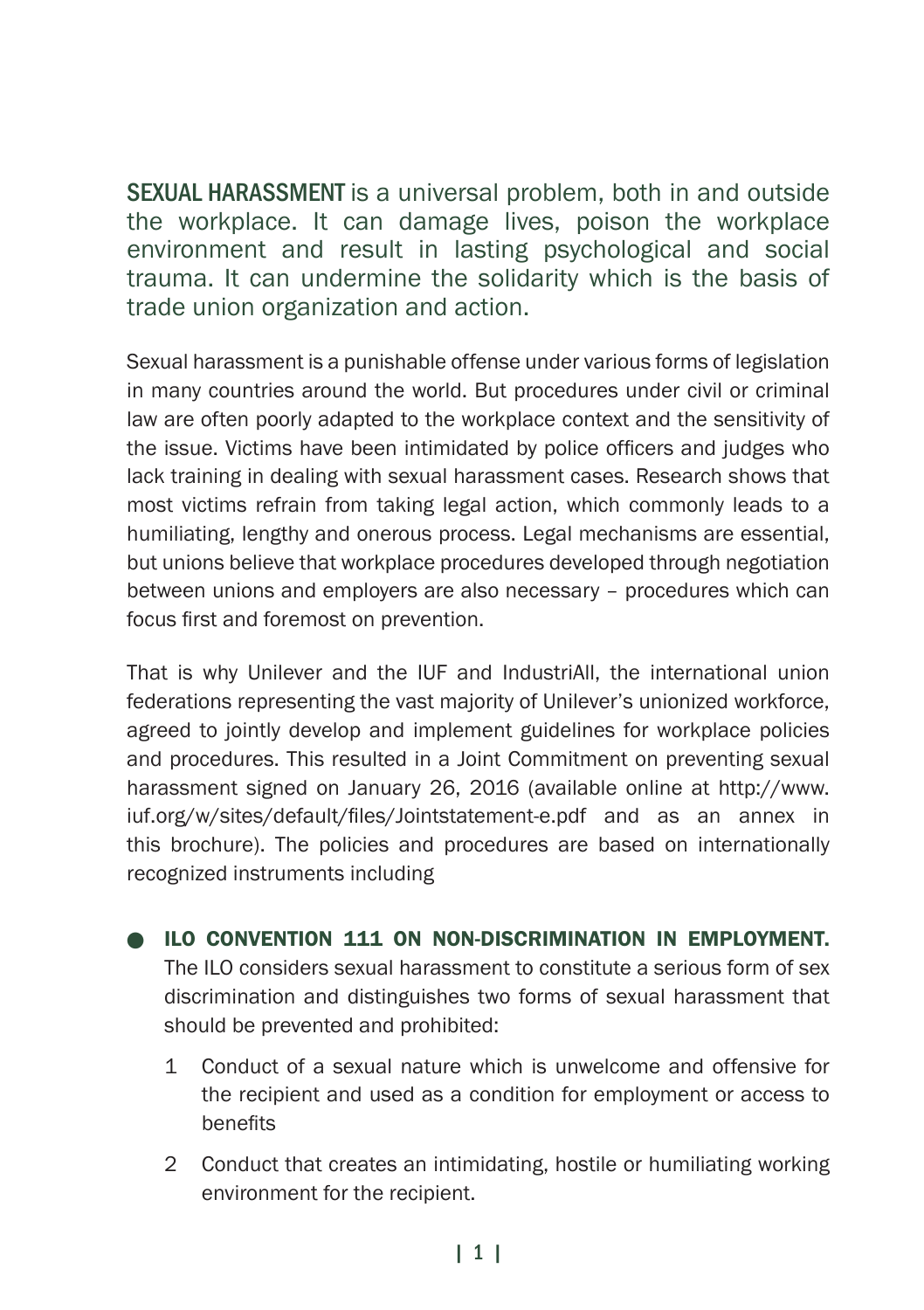**SEXUAL HARASSMENT** is a universal problem, both in and outside the workplace. It can damage lives, poison the workplace environment and result in lasting psychological and social trauma. It can undermine the solidarity which is the basis of trade union organization and action.

Sexual harassment is a punishable offense under various forms of legislation in many countries around the world. But procedures under civil or criminal law are often poorly adapted to the workplace context and the sensitivity of the issue. Victims have been intimidated by police officers and judges who lack training in dealing with sexual harassment cases. Research shows that most victims refrain from taking legal action, which commonly leads to a humiliating, lengthy and onerous process. Legal mechanisms are essential, but unions believe that workplace procedures developed through negotiation between unions and employers are also necessary – procedures which can focus first and foremost on prevention.

That is why Unilever and the IUF and IndustriAll, the international union federations representing the vast majority of Unilever's unionized workforce, agreed to jointly develop and implement guidelines for workplace policies and procedures. This resulted in a Joint Commitment on preventing sexual harassment signed on January 26, 2016 (available online at http://www.iuf.org/w/sites/default/files/Jointstatement-e.pdf and as an annex in this brochure). The policies and procedures are based on internationally recognized instruments including

- **ILO CONVENTION 111 ON NON-DISCRIMINATION IN EMPLOYMENT.** The ILO considers sexual harassment to constitute a serious form of sex discrimination and distinguishes two forms of sexual harassment that should be prevented and prohibited:
    1. Conduct of a sexual nature which is unwelcome and offensive for the recipient and used as a condition for employment or access to benefits
    2. Conduct that creates an intimidating, hostile or humiliating working environment for the recipient.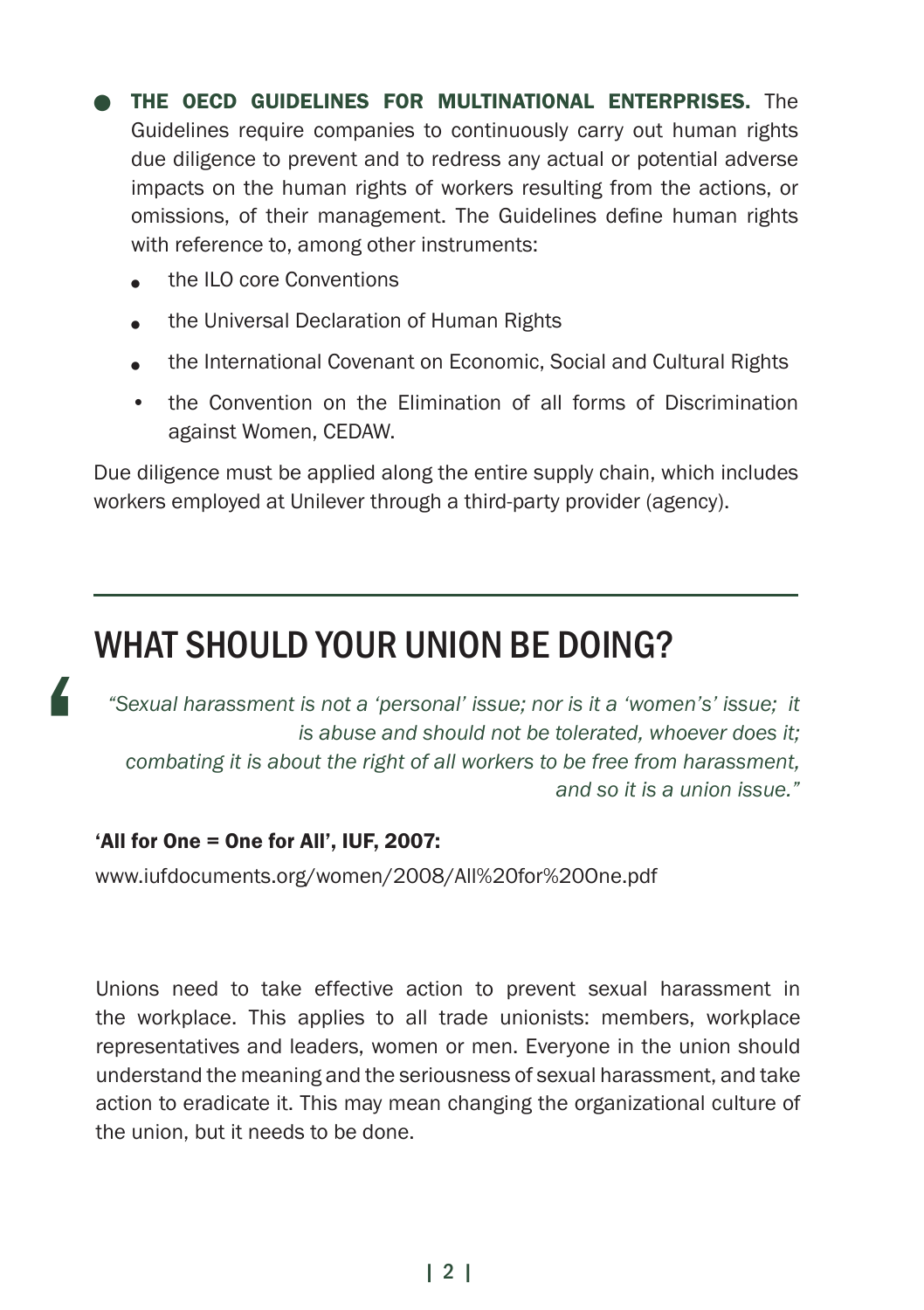- **THE OECD GUIDELINES FOR MULTINATIONAL ENTERPRISES.** The Guidelines require companies to continuously carry out human rights due diligence to prevent and to redress any actual or potential adverse impacts on the human rights of workers resulting from the actions, or omissions, of their management. The Guidelines define human rights with reference to, among other instruments:
  - the ILO core Conventions
  - the Universal Declaration of Human Rights
  - the International Covenant on Economic, Social and Cultural Rights
  - the Convention on the Elimination of all forms of Discrimination against Women, CEDAW.

Due diligence must be applied along the entire supply chain, which includes workers employed at Unilever through a third-party provider (agency).

---

## WHAT SHOULD YOUR UNION BE DOING?

> *"Sexual harassment is not a 'personal' issue; nor is it a 'women's' issue; it is abuse and should not be tolerated, whoever does it; combating it is about the right of all workers to be free from harassment, and so it is a union issue."*

**'All for One = One for All', IUF, 2007:**

www.iufdocuments.org/women/2008/All%20for%20One.pdf

Unions need to take effective action to prevent sexual harassment in the workplace. This applies to all trade unionists: members, workplace representatives and leaders, women or men. Everyone in the union should understand the meaning and the seriousness of sexual harassment, and take action to eradicate it. This may mean changing the organizational culture of the union, but it needs to be done.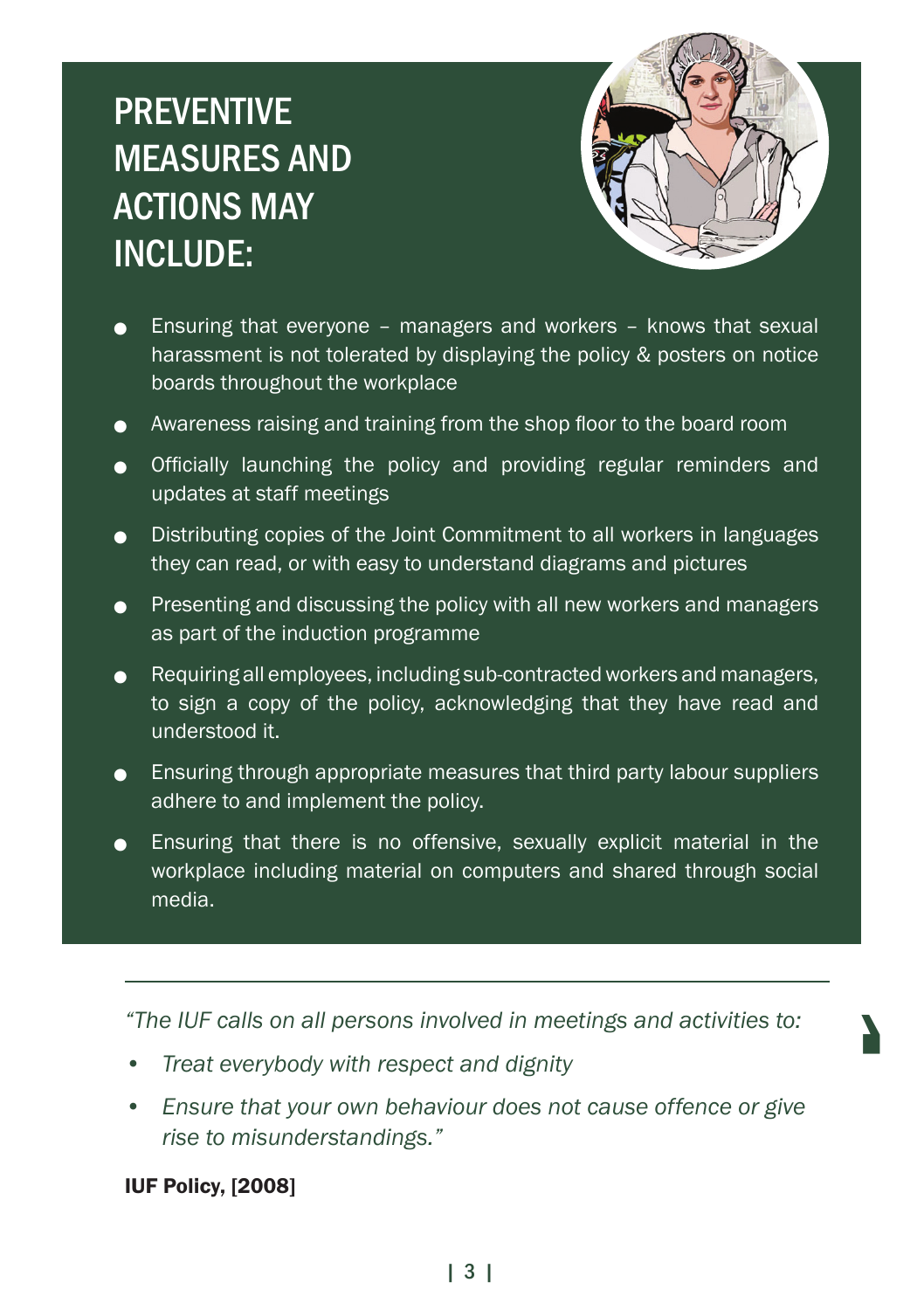# PREVENTIVE MEASURES AND ACTIONS MAY INCLUDE:

- Ensuring that everyone – managers and workers – knows that sexual harassment is not tolerated by displaying the policy & posters on notice boards throughout the workplace
- Awareness raising and training from the shop floor to the board room
- Officially launching the policy and providing regular reminders and updates at staff meetings
- Distributing copies of the Joint Commitment to all workers in languages they can read, or with easy to understand diagrams and pictures
- Presenting and discussing the policy with all new workers and managers as part of the induction programme
- Requiring all employees, including sub-contracted workers and managers, to sign a copy of the policy, acknowledging that they have read and understood it.
- Ensuring through appropriate measures that third party labour suppliers adhere to and implement the policy.
- Ensuring that there is no offensive, sexually explicit material in the workplace including material on computers and shared through social media.

---

*"The IUF calls on all persons involved in meetings and activities to:*

- *Treat everybody with respect and dignity*
- *Ensure that your own behaviour does not cause offence or give rise to misunderstandings."*

**IUF Policy, [2008]**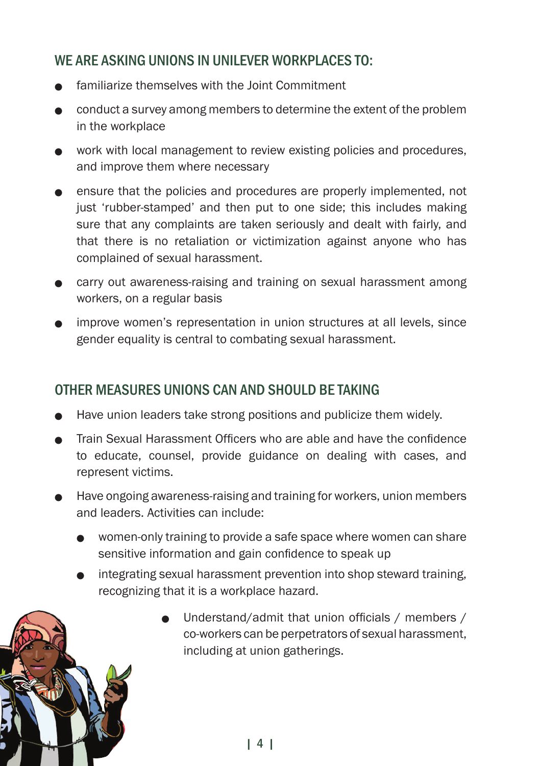## WE ARE ASKING UNIONS IN UNILEVER WORKPLACES TO:

- familiarize themselves with the Joint Commitment
- conduct a survey among members to determine the extent of the problem in the workplace
- work with local management to review existing policies and procedures, and improve them where necessary
- ensure that the policies and procedures are properly implemented, not just 'rubber-stamped' and then put to one side; this includes making sure that any complaints are taken seriously and dealt with fairly, and that there is no retaliation or victimization against anyone who has complained of sexual harassment.
- carry out awareness-raising and training on sexual harassment among workers, on a regular basis
- improve women's representation in union structures at all levels, since gender equality is central to combating sexual harassment.

## OTHER MEASURES UNIONS CAN AND SHOULD BE TAKING

- Have union leaders take strong positions and publicize them widely.
- Train Sexual Harassment Officers who are able and have the confidence to educate, counsel, provide guidance on dealing with cases, and represent victims.
- Have ongoing awareness-raising and training for workers, union members and leaders. Activities can include:
    - women-only training to provide a safe space where women can share sensitive information and gain confidence to speak up
    - integrating sexual harassment prevention into shop steward training, recognizing that it is a workplace hazard.
- Understand/admit that union officials / members / co-workers can be perpetrators of sexual harassment, including at union gatherings.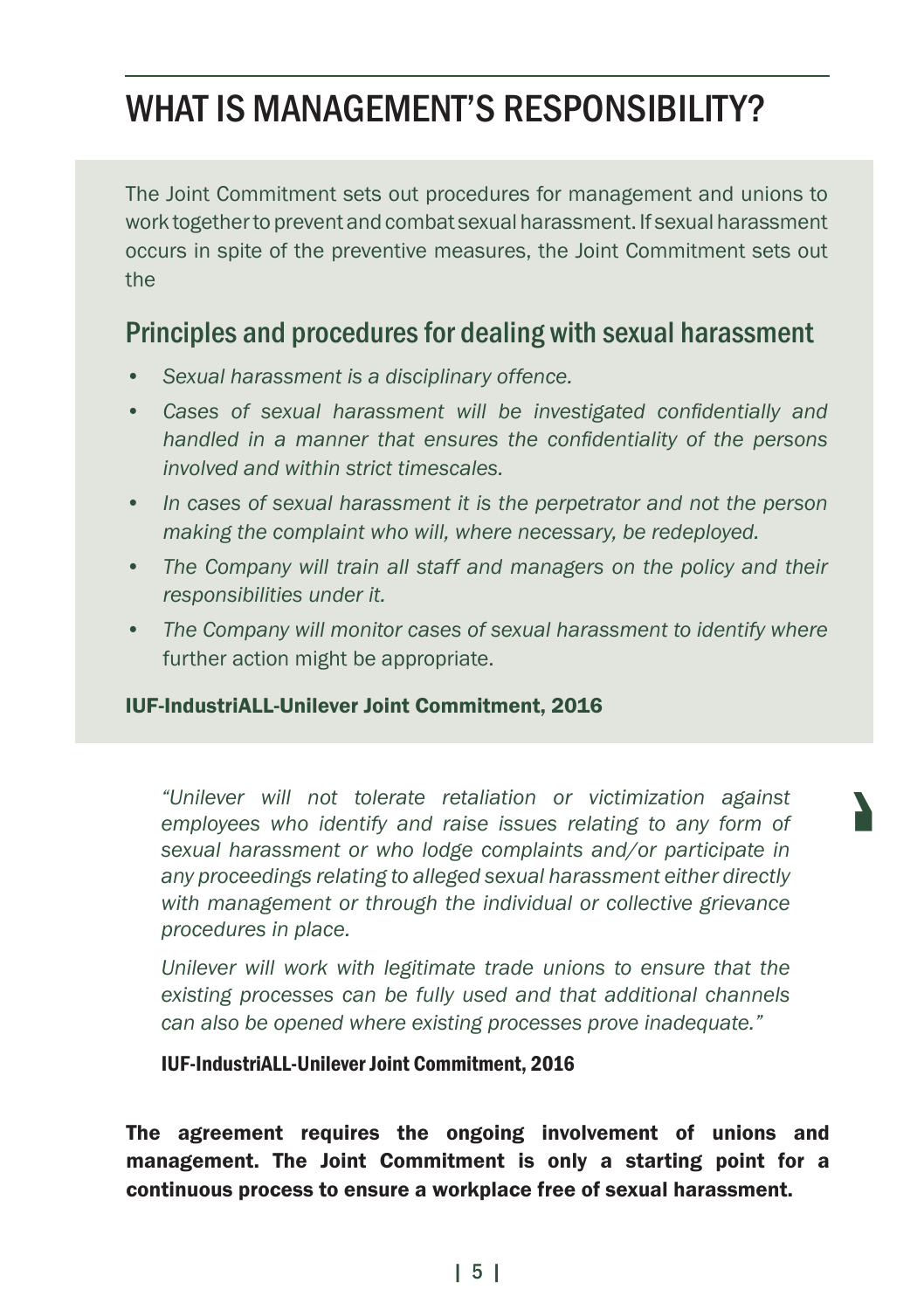# WHAT IS MANAGEMENT'S RESPONSIBILITY?

The Joint Commitment sets out procedures for management and unions to work together to prevent and combat sexual harassment. If sexual harassment occurs in spite of the preventive measures, the Joint Commitment sets out the

## Principles and procedures for dealing with sexual harassment

- *Sexual harassment is a disciplinary offence.*
- *Cases of sexual harassment will be investigated confidentially and handled in a manner that ensures the confidentiality of the persons involved and within strict timescales.*
- *In cases of sexual harassment it is the perpetrator and not the person making the complaint who will, where necessary, be redeployed.*
- *The Company will train all staff and managers on the policy and their responsibilities under it.*
- *The Company will monitor cases of sexual harassment to identify where* further action might be appropriate.

**IUF-IndustriALL-Unilever Joint Commitment, 2016**

> *"Unilever will not tolerate retaliation or victimization against employees who identify and raise issues relating to any form of sexual harassment or who lodge complaints and/or participate in any proceedings relating to alleged sexual harassment either directly with management or through the individual or collective grievance procedures in place.*
>
> *Unilever will work with legitimate trade unions to ensure that the existing processes can be fully used and that additional channels can also be opened where existing processes prove inadequate."*
>
> **IUF-IndustriALL-Unilever Joint Commitment, 2016**

**The agreement requires the ongoing involvement of unions and management. The Joint Commitment is only a starting point for a continuous process to ensure a workplace free of sexual harassment.**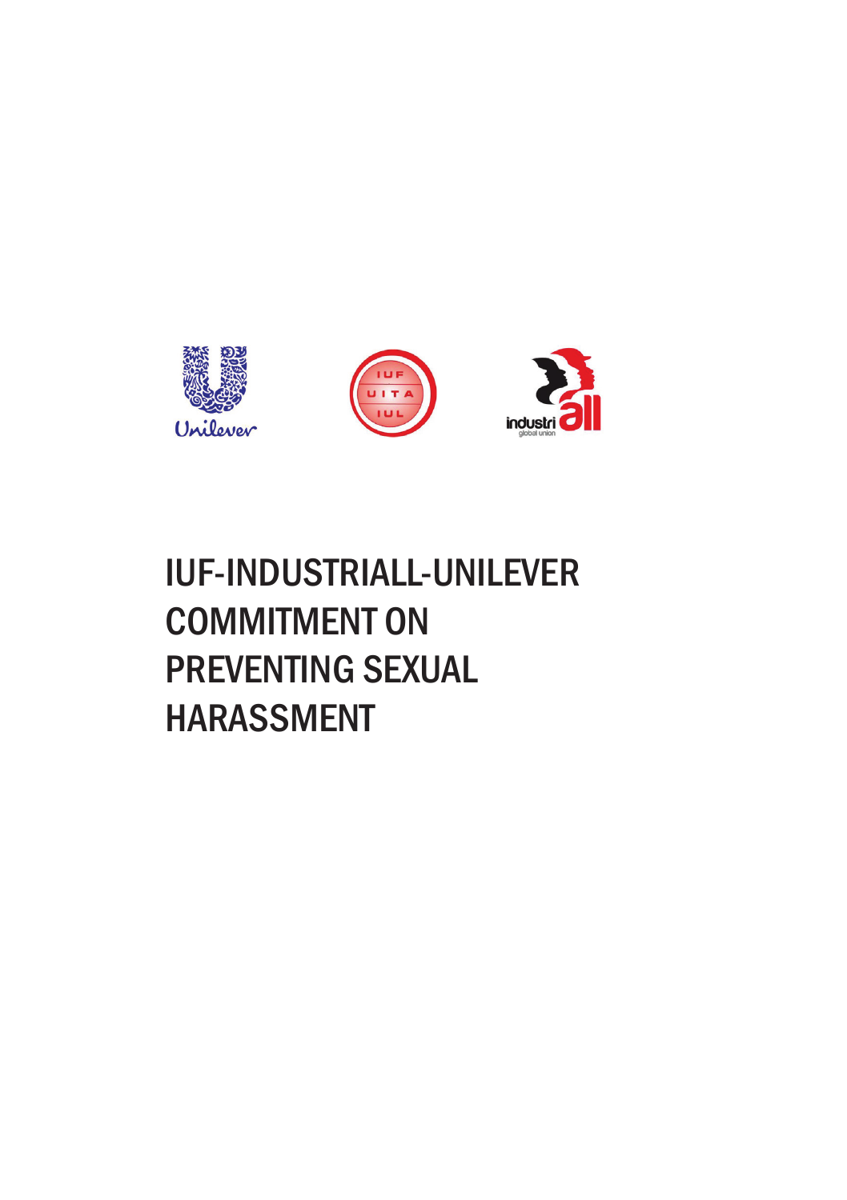# IUF-INDUSTRIALL-UNILEVER COMMITMENT ON PREVENTING SEXUAL HARASSMENT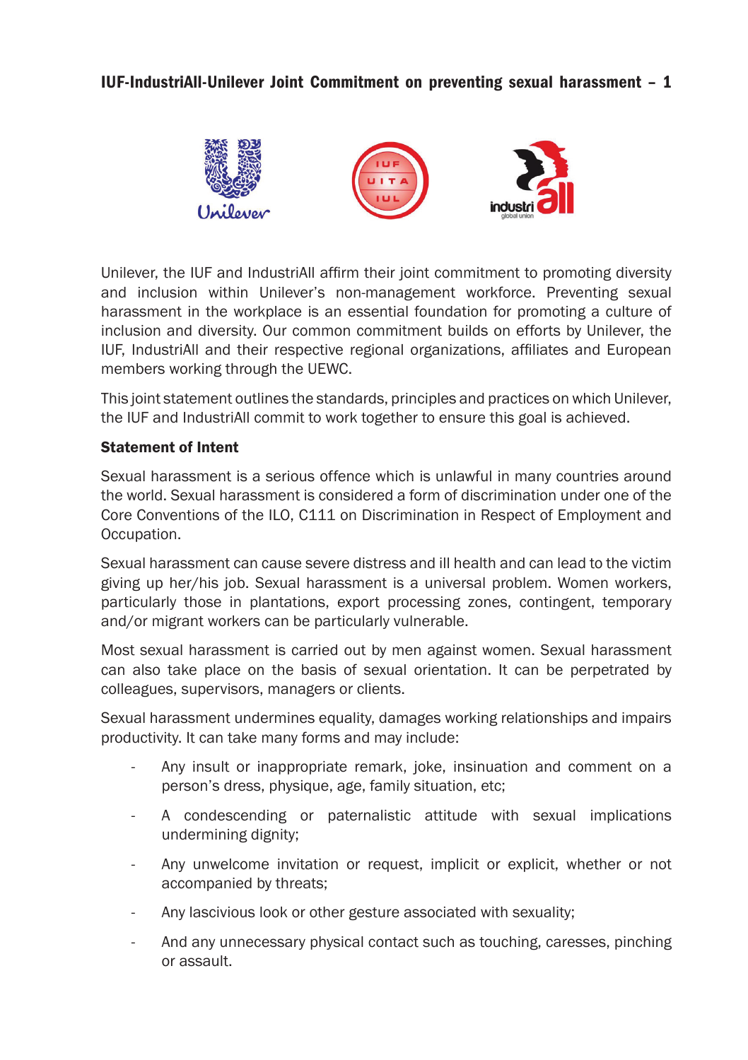# IUF-IndustriAll-Unilever Joint Commitment on preventing sexual harassment – 1

Unilever, the IUF and IndustriAll affirm their joint commitment to promoting diversity and inclusion within Unilever's non-management workforce. Preventing sexual harassment in the workplace is an essential foundation for promoting a culture of inclusion and diversity. Our common commitment builds on efforts by Unilever, the IUF, IndustriAll and their respective regional organizations, affiliates and European members working through the UEWC.

This joint statement outlines the standards, principles and practices on which Unilever, the IUF and IndustriAll commit to work together to ensure this goal is achieved.

**Statement of Intent**

Sexual harassment is a serious offence which is unlawful in many countries around the world. Sexual harassment is considered a form of discrimination under one of the Core Conventions of the ILO, C111 on Discrimination in Respect of Employment and Occupation.

Sexual harassment can cause severe distress and ill health and can lead to the victim giving up her/his job. Sexual harassment is a universal problem. Women workers, particularly those in plantations, export processing zones, contingent, temporary and/or migrant workers can be particularly vulnerable.

Most sexual harassment is carried out by men against women. Sexual harassment can also take place on the basis of sexual orientation. It can be perpetrated by colleagues, supervisors, managers or clients.

Sexual harassment undermines equality, damages working relationships and impairs productivity. It can take many forms and may include:

- Any insult or inappropriate remark, joke, insinuation and comment on a person's dress, physique, age, family situation, etc;
- A condescending or paternalistic attitude with sexual implications undermining dignity;
- Any unwelcome invitation or request, implicit or explicit, whether or not accompanied by threats;
- Any lascivious look or other gesture associated with sexuality;
- And any unnecessary physical contact such as touching, caresses, pinching or assault.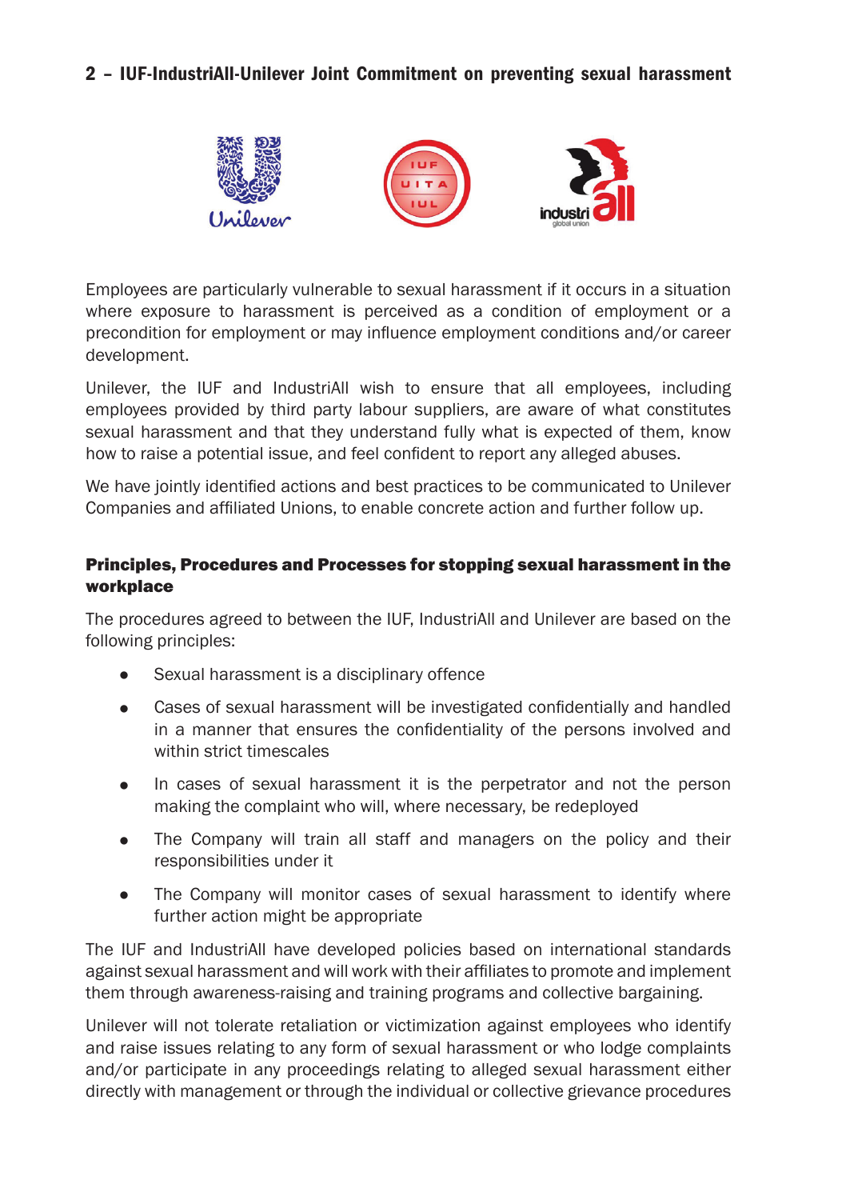## 2 – IUF-IndustriAll-Unilever Joint Commitment on preventing sexual harassment

Employees are particularly vulnerable to sexual harassment if it occurs in a situation where exposure to harassment is perceived as a condition of employment or a precondition for employment or may influence employment conditions and/or career development.

Unilever, the IUF and IndustriAll wish to ensure that all employees, including employees provided by third party labour suppliers, are aware of what constitutes sexual harassment and that they understand fully what is expected of them, know how to raise a potential issue, and feel confident to report any alleged abuses.

We have jointly identified actions and best practices to be communicated to Unilever Companies and affiliated Unions, to enable concrete action and further follow up.

### Principles, Procedures and Processes for stopping sexual harassment in the workplace

The procedures agreed to between the IUF, IndustriAll and Unilever are based on the following principles:

- Sexual harassment is a disciplinary offence
- Cases of sexual harassment will be investigated confidentially and handled in a manner that ensures the confidentiality of the persons involved and within strict timescales
- In cases of sexual harassment it is the perpetrator and not the person making the complaint who will, where necessary, be redeployed
- The Company will train all staff and managers on the policy and their responsibilities under it
- The Company will monitor cases of sexual harassment to identify where further action might be appropriate

The IUF and IndustriAll have developed policies based on international standards against sexual harassment and will work with their affiliates to promote and implement them through awareness-raising and training programs and collective bargaining.

Unilever will not tolerate retaliation or victimization against employees who identify and raise issues relating to any form of sexual harassment or who lodge complaints and/or participate in any proceedings relating to alleged sexual harassment either directly with management or through the individual or collective grievance procedures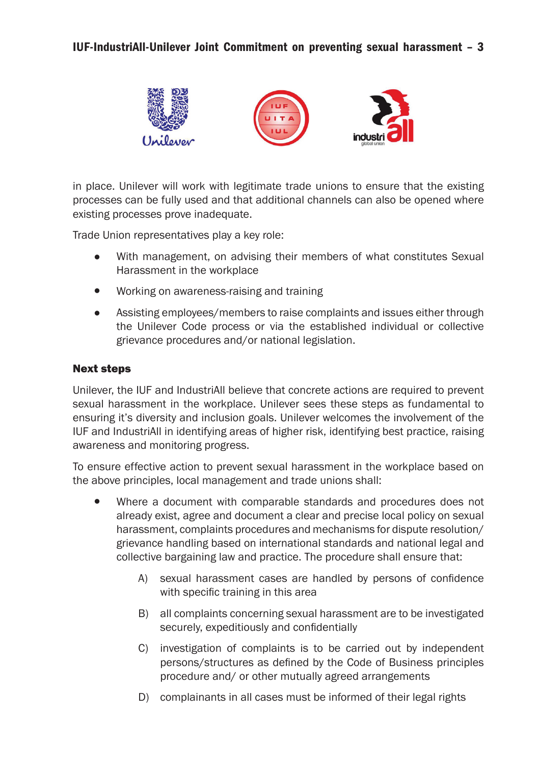in place. Unilever will work with legitimate trade unions to ensure that the existing processes can be fully used and that additional channels can also be opened where existing processes prove inadequate.

Trade Union representatives play a key role:

- With management, on advising their members of what constitutes Sexual Harassment in the workplace
- Working on awareness-raising and training
- Assisting employees/members to raise complaints and issues either through the Unilever Code process or via the established individual or collective grievance procedures and/or national legislation.

**Next steps**

Unilever, the IUF and IndustriAll believe that concrete actions are required to prevent sexual harassment in the workplace. Unilever sees these steps as fundamental to ensuring it's diversity and inclusion goals. Unilever welcomes the involvement of the IUF and IndustriAll in identifying areas of higher risk, identifying best practice, raising awareness and monitoring progress.

To ensure effective action to prevent sexual harassment in the workplace based on the above principles, local management and trade unions shall:

- Where a document with comparable standards and procedures does not already exist, agree and document a clear and precise local policy on sexual harassment, complaints procedures and mechanisms for dispute resolution/grievance handling based on international standards and national legal and collective bargaining law and practice. The procedure shall ensure that:

  A) sexual harassment cases are handled by persons of confidence with specific training in this area

  B) all complaints concerning sexual harassment are to be investigated securely, expeditiously and confidentially

  C) investigation of complaints is to be carried out by independent persons/structures as defined by the Code of Business principles procedure and/ or other mutually agreed arrangements

  D) complainants in all cases must be informed of their legal rights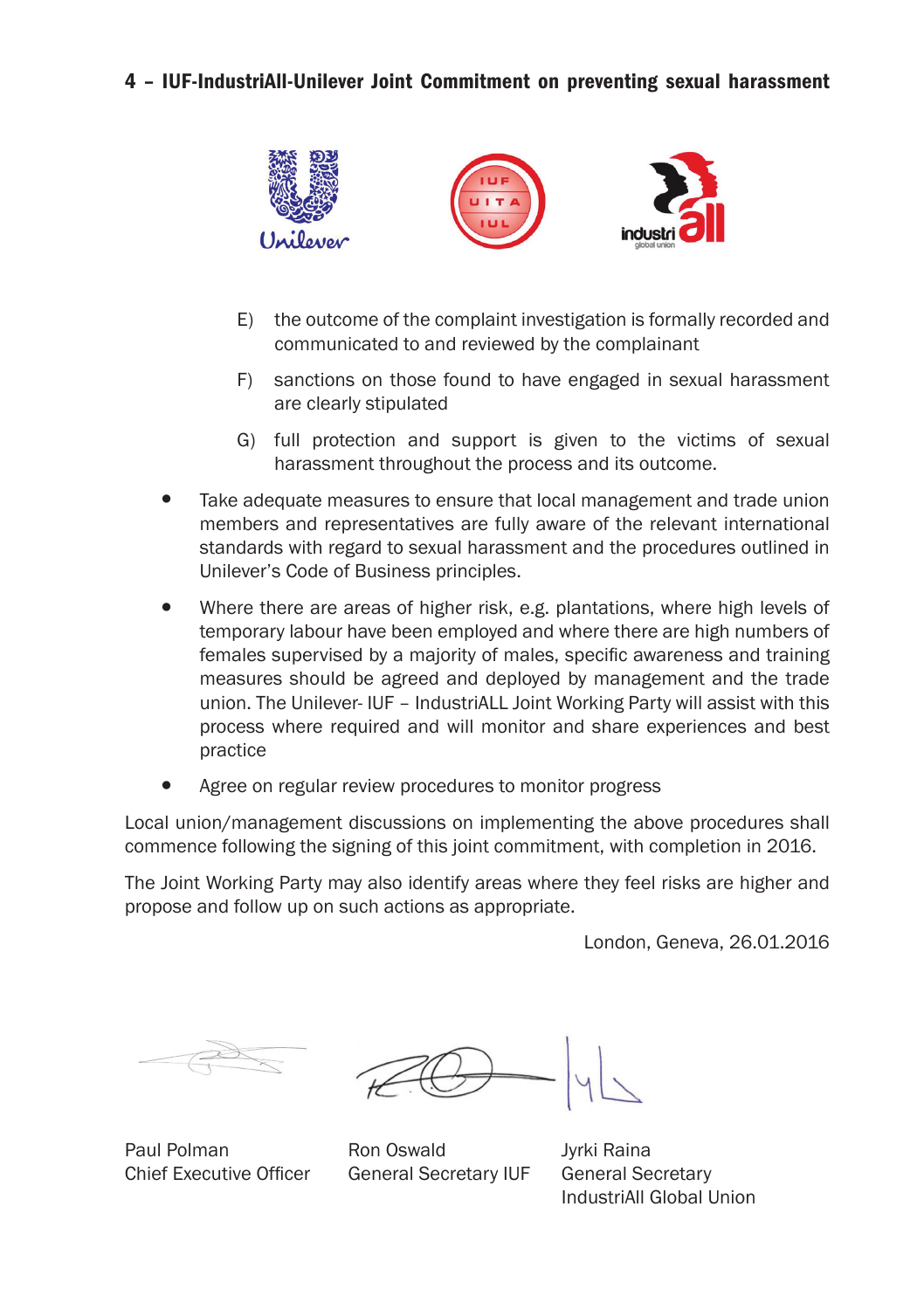## 4 – IUF-IndustriAll-Unilever Joint Commitment on preventing sexual harassment

E) the outcome of the complaint investigation is formally recorded and communicated to and reviewed by the complainant

F) sanctions on those found to have engaged in sexual harassment are clearly stipulated

G) full protection and support is given to the victims of sexual harassment throughout the process and its outcome.

- Take adequate measures to ensure that local management and trade union members and representatives are fully aware of the relevant international standards with regard to sexual harassment and the procedures outlined in Unilever's Code of Business principles.
- Where there are areas of higher risk, e.g. plantations, where high levels of temporary labour have been employed and where there are high numbers of females supervised by a majority of males, specific awareness and training measures should be agreed and deployed by management and the trade union. The Unilever- IUF – IndustriALL Joint Working Party will assist with this process where required and will monitor and share experiences and best practice
- Agree on regular review procedures to monitor progress

Local union/management discussions on implementing the above procedures shall commence following the signing of this joint commitment, with completion in 2016.

The Joint Working Party may also identify areas where they feel risks are higher and propose and follow up on such actions as appropriate.

London, Geneva, 26.01.2016

| Paul Polman | Ron Oswald | Jyrki Raina |
|---|---|---|
| Chief Executive Officer | General Secretary IUF | General Secretary IndustriAll Global Union |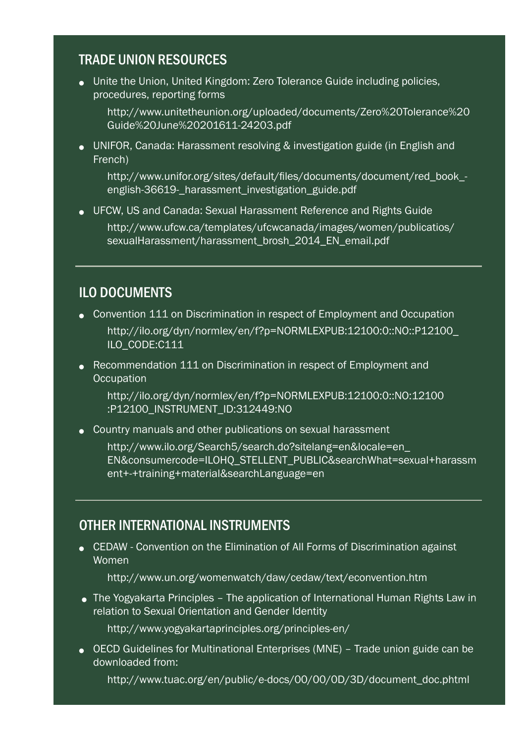## TRADE UNION RESOURCES

- Unite the Union, United Kingdom: Zero Tolerance Guide including policies, procedures, reporting forms

  http://www.unitetheunion.org/uploaded/documents/Zero%20Tolerance%20Guide%20June%20201611-24203.pdf

- UNIFOR, Canada: Harassment resolving & investigation guide (in English and French)

  http://www.unifor.org/sites/default/files/documents/document/red_book_-english-36619-_harassment_investigation_guide.pdf

- UFCW, US and Canada: Sexual Harassment Reference and Rights Guide

  http://www.ufcw.ca/templates/ufcwcanada/images/women/publicatios/sexualHarassment/harassment_brosh_2014_EN_email.pdf

## ILO DOCUMENTS

- Convention 111 on Discrimination in respect of Employment and Occupation

  http://ilo.org/dyn/normlex/en/f?p=NORMLEXPUB:12100:0::NO::P12100_ILO_CODE:C111

- Recommendation 111 on Discrimination in respect of Employment and Occupation

  http://ilo.org/dyn/normlex/en/f?p=NORMLEXPUB:12100:0::NO:12100:P12100_INSTRUMENT_ID:312449:NO

- Country manuals and other publications on sexual harassment

  http://www.ilo.org/Search5/search.do?sitelang=en&locale=en_EN&consumercode=ILOHQ_STELLENT_PUBLIC&searchWhat=sexual+harassment+-+training+material&searchLanguage=en

## OTHER INTERNATIONAL INSTRUMENTS

- CEDAW - Convention on the Elimination of All Forms of Discrimination against Women

  http://www.un.org/womenwatch/daw/cedaw/text/econvention.htm

- The Yogyakarta Principles – The application of International Human Rights Law in relation to Sexual Orientation and Gender Identity

  http://www.yogyakartaprinciples.org/principles-en/

- OECD Guidelines for Multinational Enterprises (MNE) – Trade union guide can be downloaded from:

  http://www.tuac.org/en/public/e-docs/00/00/0D/3D/document_doc.phtml